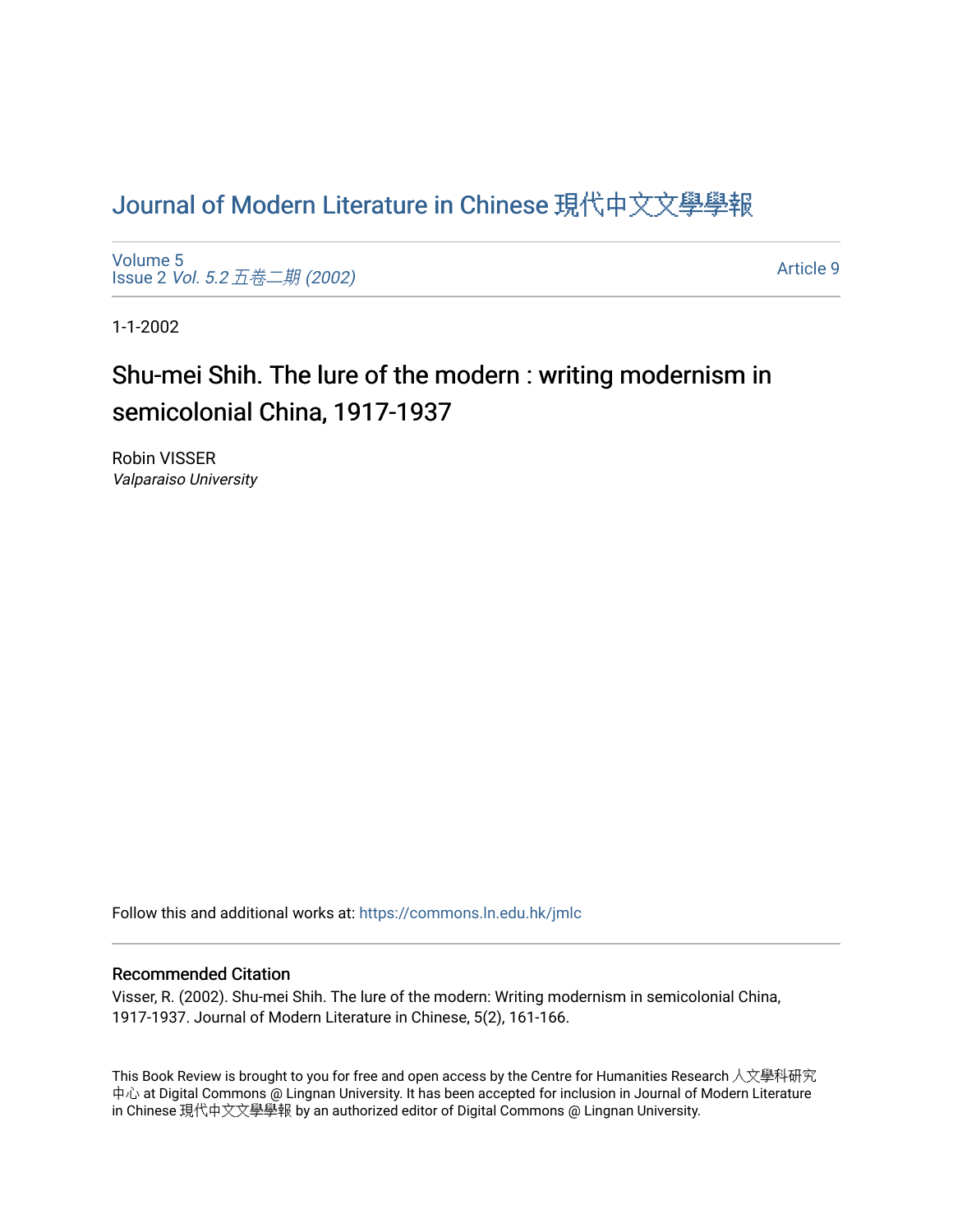# Journal of Modern Literature in Chinese 現代中文文學學報

Volume 5
Issue 2 *Vol. 5.2 五卷二期 (2002)*

Article 9

1-1-2002

## Shu-mei Shih. The lure of the modern : writing modernism in semicolonial China, 1917-1937

Robin VISSER
*Valparaiso University*

Follow this and additional works at: https://commons.ln.edu.hk/jmlc

### Recommended Citation

Visser, R. (2002). Shu-mei Shih. The lure of the modern: Writing modernism in semicolonial China, 1917-1937. Journal of Modern Literature in Chinese, 5(2), 161-166.

This Book Review is brought to you for free and open access by the Centre for Humanities Research 人文學科研究中心 at Digital Commons @ Lingnan University. It has been accepted for inclusion in Journal of Modern Literature in Chinese 現代中文文學學報 by an authorized editor of Digital Commons @ Lingnan University.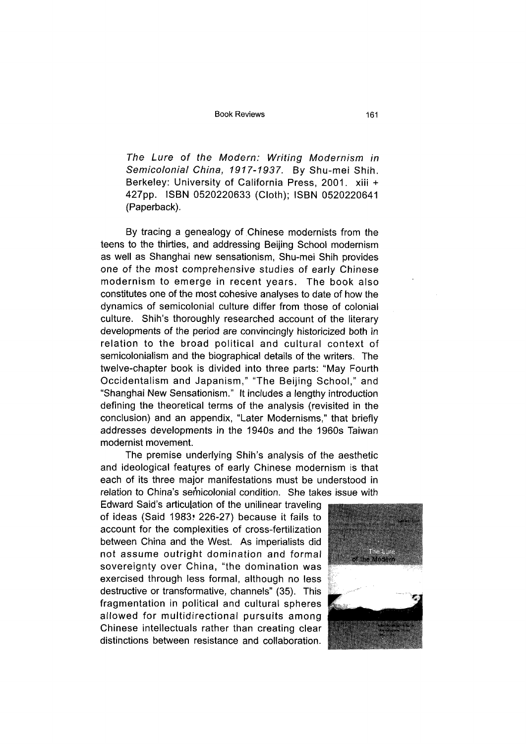*The Lure of the Modern: Writing Modernism in Semicolonial China, 1917-1937*. By Shu-mei Shih. Berkeley: University of California Press, 2001. xiii + 427pp. ISBN 0520220633 (Cloth); ISBN 0520220641 (Paperback).

By tracing a genealogy of Chinese modernists from the teens to the thirties, and addressing Beijing School modernism as well as Shanghai new sensationism, Shu-mei Shih provides one of the most comprehensive studies of early Chinese modernism to emerge in recent years. The book also constitutes one of the most cohesive analyses to date of how the dynamics of semicolonial culture differ from those of colonial culture. Shih's thoroughly researched account of the literary developments of the period are convincingly historicized both in relation to the broad political and cultural context of semicolonialism and the biographical details of the writers. The twelve-chapter book is divided into three parts: "May Fourth Occidentalism and Japanism," "The Beijing School," and "Shanghai New Sensationism." It includes a lengthy introduction defining the theoretical terms of the analysis (revisited in the conclusion) and an appendix, "Later Modernisms," that briefly addresses developments in the 1940s and the 1960s Taiwan modernist movement.

The premise underlying Shih's analysis of the aesthetic and ideological features of early Chinese modernism is that each of its three major manifestations must be understood in relation to China's semicolonial condition. She takes issue with Edward Said's articulation of the unilinear traveling of ideas (Said 1983: 226-27) because it fails to account for the complexities of cross-fertilization between China and the West. As imperialists did not assume outright domination and formal sovereignty over China, "the domination was exercised through less formal, although no less destructive or transformative, channels" (35). This fragmentation in political and cultural spheres allowed for multidirectional pursuits among Chinese intellectuals rather than creating clear distinctions between resistance and collaboration.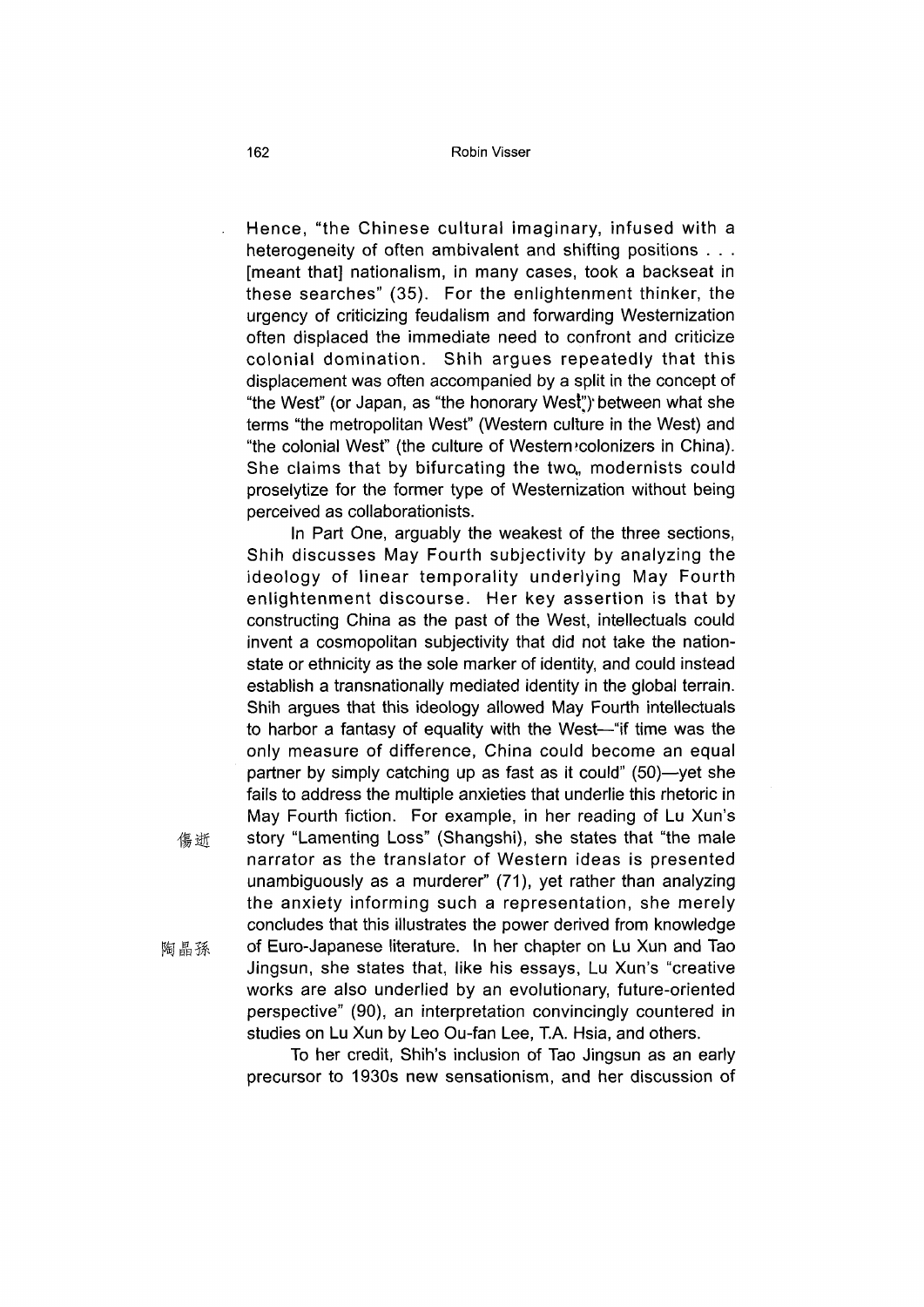Hence, "the Chinese cultural imaginary, infused with a heterogeneity of often ambivalent and shifting positions . . . [meant that] nationalism, in many cases, took a backseat in these searches" (35). For the enlightenment thinker, the urgency of criticizing feudalism and forwarding Westernization often displaced the immediate need to confront and criticize colonial domination. Shih argues repeatedly that this displacement was often accompanied by a split in the concept of "the West" (or Japan, as "the honorary West") between what she terms "the metropolitan West" (Western culture in the West) and "the colonial West" (the culture of Western colonizers in China). She claims that by bifurcating the two, modernists could proselytize for the former type of Westernization without being perceived as collaborationists.

In Part One, arguably the weakest of the three sections, Shih discusses May Fourth subjectivity by analyzing the ideology of linear temporality underlying May Fourth enlightenment discourse. Her key assertion is that by constructing China as the past of the West, intellectuals could invent a cosmopolitan subjectivity that did not take the nation-state or ethnicity as the sole marker of identity, and could instead establish a transnationally mediated identity in the global terrain. Shih argues that this ideology allowed May Fourth intellectuals to harbor a fantasy of equality with the West—"if time was the only measure of difference, China could become an equal partner by simply catching up as fast as it could" (50)—yet she fails to address the multiple anxieties that underlie this rhetoric in May Fourth fiction. For example, in her reading of Lu Xun's story "Lamenting Loss" (Shangshi) 傷逝, she states that "the male narrator as the translator of Western ideas is presented unambiguously as a murderer" (71), yet rather than analyzing the anxiety informing such a representation, she merely concludes that this illustrates the power derived from knowledge of Euro-Japanese literature. In her chapter on Lu Xun and Tao Jingsun 陶晶孫, she states that, like his essays, Lu Xun's "creative works are also underlied by an evolutionary, future-oriented perspective" (90), an interpretation convincingly countered in studies on Lu Xun by Leo Ou-fan Lee, T.A. Hsia, and others.

To her credit, Shih's inclusion of Tao Jingsun as an early precursor to 1930s new sensationism, and her discussion of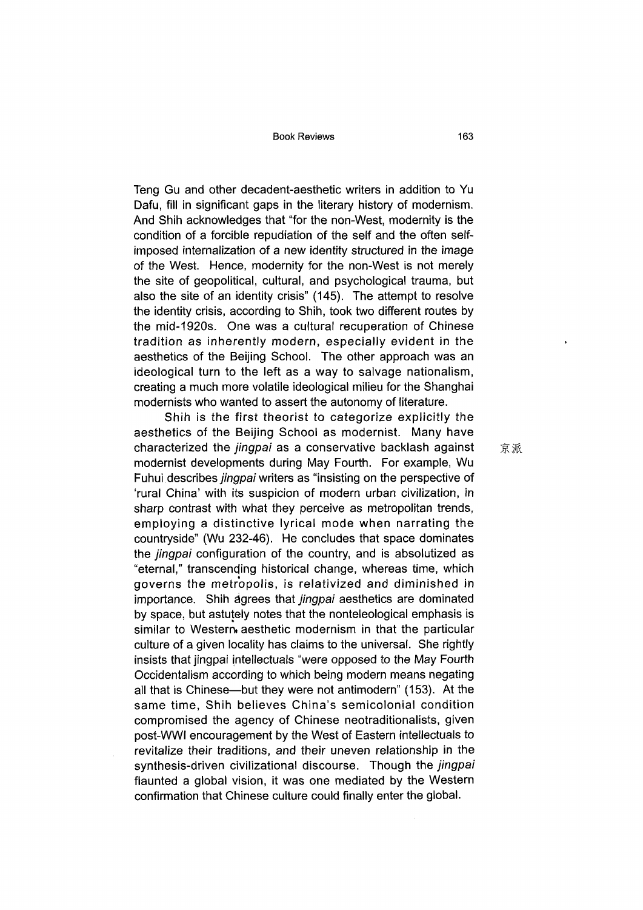Teng Gu and other decadent-aesthetic writers in addition to Yu Dafu, fill in significant gaps in the literary history of modernism. And Shih acknowledges that "for the non-West, modernity is the condition of a forcible repudiation of the self and the often self-imposed internalization of a new identity structured in the image of the West. Hence, modernity for the non-West is not merely the site of geopolitical, cultural, and psychological trauma, but also the site of an identity crisis" (145). The attempt to resolve the identity crisis, according to Shih, took two different routes by the mid-1920s. One was a cultural recuperation of Chinese tradition as inherently modern, especially evident in the aesthetics of the Beijing School. The other approach was an ideological turn to the left as a way to salvage nationalism, creating a much more volatile ideological milieu for the Shanghai modernists who wanted to assert the autonomy of literature.

Shih is the first theorist to categorize explicitly the aesthetics of the Beijing School as modernist. Many have characterized the *jingpai* as a conservative backlash against modernist developments during May Fourth. For example, Wu Fuhui describes *jingpai* writers as "insisting on the perspective of 'rural China' with its suspicion of modern urban civilization, in sharp contrast with what they perceive as metropolitan trends, employing a distinctive lyrical mode when narrating the countryside" (Wu 232-46). He concludes that space dominates the *jingpai* configuration of the country, and is absolutized as "eternal," transcending historical change, whereas time, which governs the metropolis, is relativized and diminished in importance. Shih agrees that *jingpai* aesthetics are dominated by space, but astutely notes that the nonteleological emphasis is similar to Western aesthetic modernism in that the particular culture of a given locality has claims to the universal. She rightly insists that jingpai intellectuals "were opposed to the May Fourth Occidentalism according to which being modern means negating all that is Chinese—but they were not antimodern" (153). At the same time, Shih believes China's semicolonial condition compromised the agency of Chinese neotraditionalists, given post-WWI encouragement by the West of Eastern intellectuals to revitalize their traditions, and their uneven relationship in the synthesis-driven civilizational discourse. Though the *jingpai* flaunted a global vision, it was one mediated by the Western confirmation that Chinese culture could finally enter the global.

京派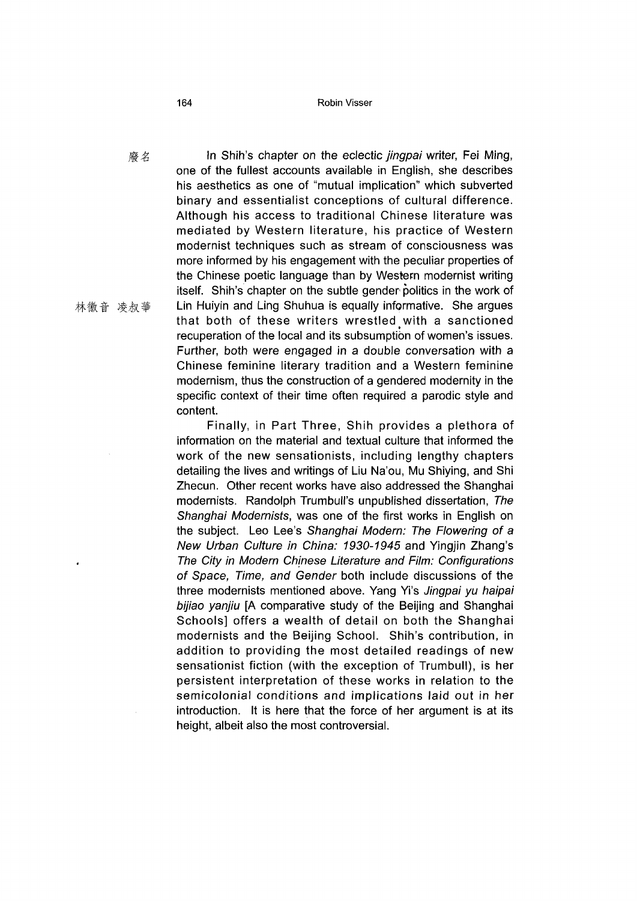廢名

In Shih's chapter on the eclectic *jingpai* writer, Fei Ming, one of the fullest accounts available in English, she describes his aesthetics as one of "mutual implication" which subverted binary and essentialist conceptions of cultural difference. Although his access to traditional Chinese literature was mediated by Western literature, his practice of Western modernist techniques such as stream of consciousness was more informed by his engagement with the peculiar properties of the Chinese poetic language than by Western modernist writing itself. Shih's chapter on the subtle gender politics in the work of Lin Huiyin and Ling Shuhua is equally informative. She argues that both of these writers wrestled with a sanctioned recuperation of the local and its subsumption of women's issues. Further, both were engaged in a double conversation with a Chinese feminine literary tradition and a Western feminine modernism, thus the construction of a gendered modernity in the specific context of their time often required a parodic style and content.

林徽音 凌叔華

Finally, in Part Three, Shih provides a plethora of information on the material and textual culture that informed the work of the new sensationists, including lengthy chapters detailing the lives and writings of Liu Na'ou, Mu Shiying, and Shi Zhecun. Other recent works have also addressed the Shanghai modernists. Randolph Trumbull's unpublished dissertation, *The Shanghai Modernists*, was one of the first works in English on the subject. Leo Lee's *Shanghai Modern: The Flowering of a New Urban Culture in China: 1930-1945* and Yingjin Zhang's *The City in Modern Chinese Literature and Film: Configurations of Space, Time, and Gender* both include discussions of the three modernists mentioned above. Yang Yi's *Jingpai yu haipai bijiao yanjiu* [A comparative study of the Beijing and Shanghai Schools] offers a wealth of detail on both the Shanghai modernists and the Beijing School. Shih's contribution, in addition to providing the most detailed readings of new sensationist fiction (with the exception of Trumbull), is her persistent interpretation of these works in relation to the semicolonial conditions and implications laid out in her introduction. It is here that the force of her argument is at its height, albeit also the most controversial.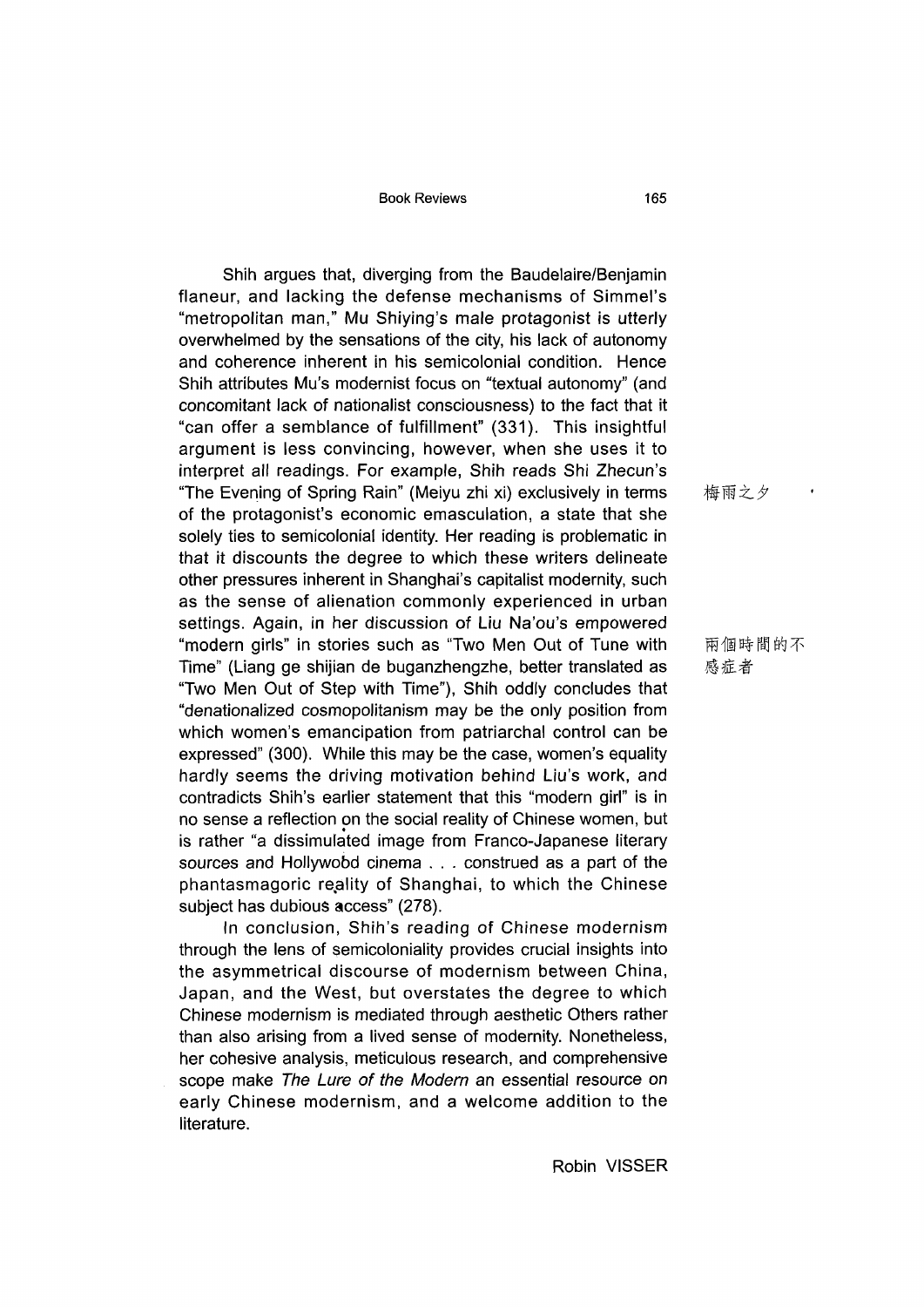Shih argues that, diverging from the Baudelaire/Benjamin flaneur, and lacking the defense mechanisms of Simmel's "metropolitan man," Mu Shiying's male protagonist is utterly overwhelmed by the sensations of the city, his lack of autonomy and coherence inherent in his semicolonial condition. Hence Shih attributes Mu's modernist focus on "textual autonomy" (and concomitant lack of nationalist consciousness) to the fact that it "can offer a semblance of fulfillment" (331). This insightful argument is less convincing, however, when she uses it to interpret all readings. For example, Shih reads Shi Zhecun's "The Evening of Spring Rain" (Meiyu zhi xi) exclusively in terms of the protagonist's economic emasculation, a state that she solely ties to semicolonial identity. Her reading is problematic in that it discounts the degree to which these writers delineate other pressures inherent in Shanghai's capitalist modernity, such as the sense of alienation commonly experienced in urban settings. Again, in her discussion of Liu Na'ou's empowered "modern girls" in stories such as "Two Men Out of Tune with Time" (Liang ge shijian de buganzhengzhe, better translated as "Two Men Out of Step with Time"), Shih oddly concludes that "denationalized cosmopolitanism may be the only position from which women's emancipation from patriarchal control can be expressed" (300). While this may be the case, women's equality hardly seems the driving motivation behind Liu's work, and contradicts Shih's earlier statement that this "modern girl" is in no sense a reflection on the social reality of Chinese women, but is rather "a dissimulated image from Franco-Japanese literary sources and Hollywood cinema . . . construed as a part of the phantasmagoric reality of Shanghai, to which the Chinese subject has dubious access" (278).

梅雨之夕

兩個時間的不感症者

In conclusion, Shih's reading of Chinese modernism through the lens of semicoloniality provides crucial insights into the asymmetrical discourse of modernism between China, Japan, and the West, but overstates the degree to which Chinese modernism is mediated through aesthetic Others rather than also arising from a lived sense of modernity. Nonetheless, her cohesive analysis, meticulous research, and comprehensive scope make *The Lure of the Modern* an essential resource on early Chinese modernism, and a welcome addition to the literature.

Robin VISSER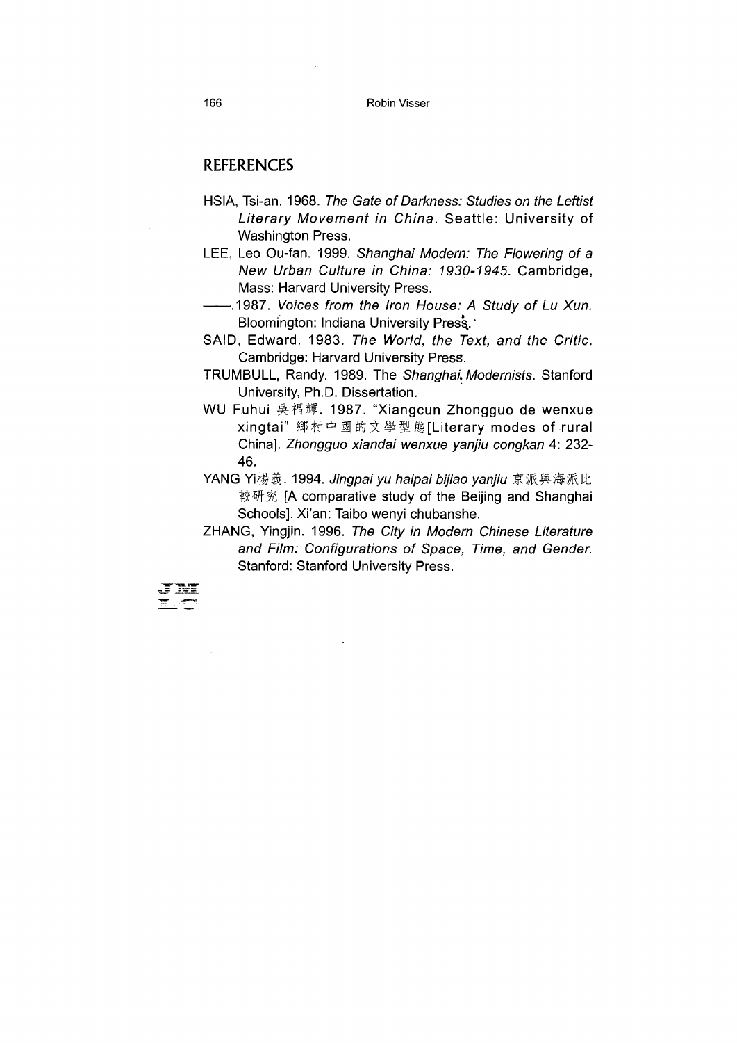## REFERENCES

HSIA, Tsi-an. 1968. *The Gate of Darkness: Studies on the Leftist Literary Movement in China*. Seattle: University of Washington Press.

LEE, Leo Ou-fan. 1999. *Shanghai Modern: The Flowering of a New Urban Culture in China: 1930-1945*. Cambridge, Mass: Harvard University Press.

——.1987. *Voices from the Iron House: A Study of Lu Xun*. Bloomington: Indiana University Press.

SAID, Edward. 1983. *The World, the Text, and the Critic*. Cambridge: Harvard University Press.

TRUMBULL, Randy. 1989. The *Shanghai Modernists*. Stanford University, Ph.D. Dissertation.

WU Fuhui 吳福輝. 1987. "Xiangcun Zhongguo de wenxue xingtai" 鄉村中國的文學型態[Literary modes of rural China]. *Zhongguo xiandai wenxue yanjiu congkan* 4: 232-46.

YANG Yi楊義. 1994. *Jingpai yu haipai bijiao yanjiu* 京派與海派比較研究 [A comparative study of the Beijing and Shanghai Schools]. Xi'an: Taibo wenyi chubanshe.

ZHANG, Yingjin. 1996. *The City in Modern Chinese Literature and Film: Configurations of Space, Time, and Gender*. Stanford: Stanford University Press.